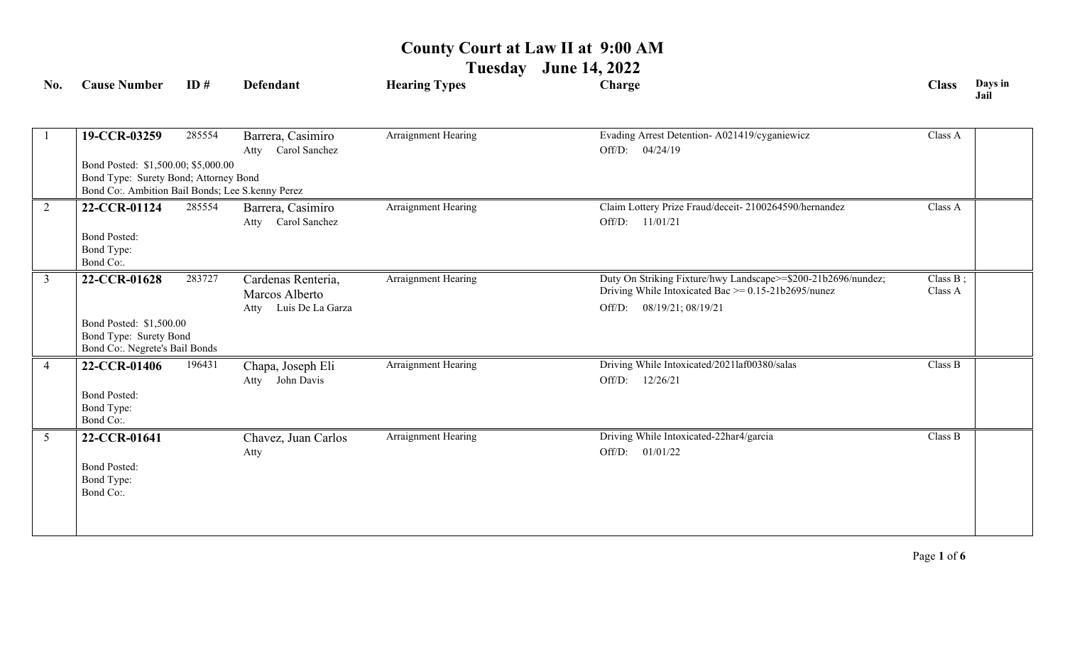# County Court at Law II at 9:00 AM

## Tuesday June 14, 2022

| No. | Cause Number | ID # | Defendant | Hearing Types | Charge | Class | Days in Jail |
|---|---|---|---|---|---|---|---|
| 1 | **19-CCR-03259** | 285554 | Barrera, Casimiro<br>Atty Carol Sanchez | Arraignment Hearing | Evading Arrest Detention- A021419/cyganiewicz<br>Off/D: 04/24/19 | Class A | |
| | Bond Posted: $1,500.00; $5,000.00<br>Bond Type: Surety Bond; Attorney Bond<br>Bond Co:. Ambition Bail Bonds; Lee S.kenny Perez | | | | | | |
| 2 | **22-CCR-01124** | 285554 | Barrera, Casimiro<br>Atty Carol Sanchez | Arraignment Hearing | Claim Lottery Prize Fraud/deceit- 2100264590/hernandez<br>Off/D: 11/01/21 | Class A | |
| | Bond Posted:<br>Bond Type:<br>Bond Co:. | | | | | | |
| 3 | **22-CCR-01628** | 283727 | Cardenas Renteria, Marcos Alberto<br>Atty Luis De La Garza | Arraignment Hearing | Duty On Striking Fixture/hwy Landscape>=$200-21b2696/nundez;<br>Driving While Intoxicated Bac >= 0.15-21b2695/nunez<br>Off/D: 08/19/21; 08/19/21 | Class B ;<br>Class A | |
| | Bond Posted: $1,500.00<br>Bond Type: Surety Bond<br>Bond Co:. Negrete's Bail Bonds | | | | | | |
| 4 | **22-CCR-01406** | 196431 | Chapa, Joseph Eli<br>Atty John Davis | Arraignment Hearing | Driving While Intoxicated/2021laf00380/salas<br>Off/D: 12/26/21 | Class B | |
| | Bond Posted:<br>Bond Type:<br>Bond Co:. | | | | | | |
| 5 | **22-CCR-01641** | | Chavez, Juan Carlos<br>Atty | Arraignment Hearing | Driving While Intoxicated-22har4/garcia<br>Off/D: 01/01/22 | Class B | |
| | Bond Posted:<br>Bond Type:<br>Bond Co:. | | | | | | |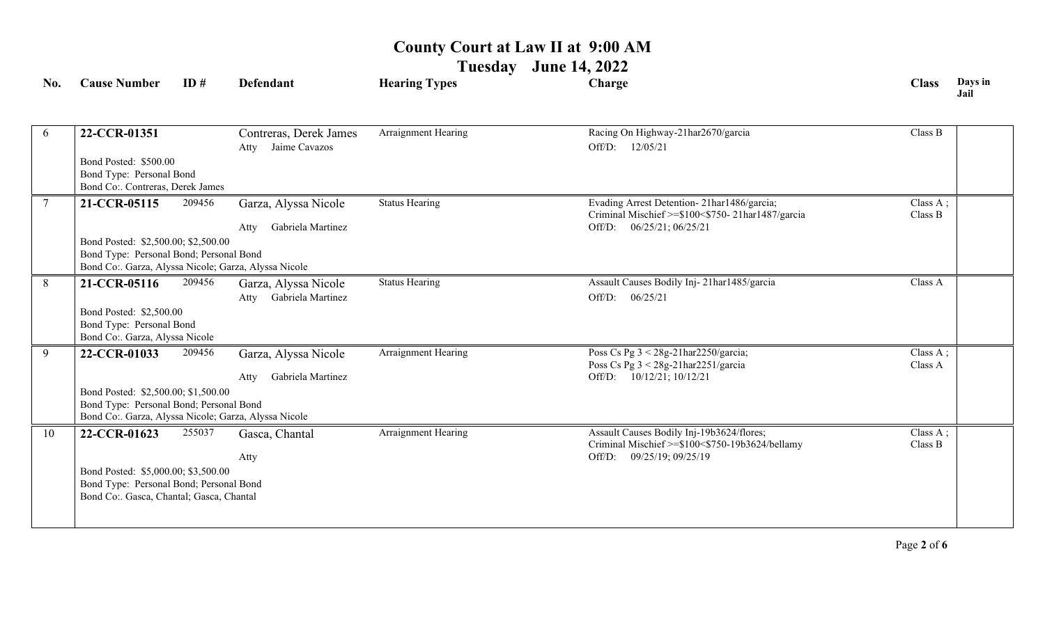# County Court at Law II at 9:00 AM

## Tuesday June 14, 2022

| No. | Cause Number | ID # | Defendant | Hearing Types | Charge | Class | Days in Jail |
|---|---|---|---|---|---|---|---|
| 6 | **22-CCR-01351**<br>Bond Posted: $500.00<br>Bond Type: Personal Bond<br>Bond Co:. Contreras, Derek James | | Contreras, Derek James<br>Atty Jaime Cavazos | Arraignment Hearing | Racing On Highway-21har2670/garcia<br>Off/D: 12/05/21 | Class B | |
| 7 | **21-CCR-05115**<br>Bond Posted: $2,500.00; $2,500.00<br>Bond Type: Personal Bond; Personal Bond<br>Bond Co:. Garza, Alyssa Nicole; Garza, Alyssa Nicole | 209456 | Garza, Alyssa Nicole<br>Atty Gabriela Martinez | Status Hearing | Evading Arrest Detention- 21har1486/garcia;<br>Criminal Mischief >=$100<$750- 21har1487/garcia<br>Off/D: 06/25/21; 06/25/21 | Class A ;<br>Class B | |
| 8 | **21-CCR-05116**<br>Bond Posted: $2,500.00<br>Bond Type: Personal Bond<br>Bond Co:. Garza, Alyssa Nicole | 209456 | Garza, Alyssa Nicole<br>Atty Gabriela Martinez | Status Hearing | Assault Causes Bodily Inj- 21har1485/garcia<br>Off/D: 06/25/21 | Class A | |
| 9 | **22-CCR-01033**<br>Bond Posted: $2,500.00; $1,500.00<br>Bond Type: Personal Bond; Personal Bond<br>Bond Co:. Garza, Alyssa Nicole; Garza, Alyssa Nicole | 209456 | Garza, Alyssa Nicole<br>Atty Gabriela Martinez | Arraignment Hearing | Poss Cs Pg 3 < 28g-21har2250/garcia;<br>Poss Cs Pg 3 < 28g-21har2251/garcia<br>Off/D: 10/12/21; 10/12/21 | Class A ;<br>Class A | |
| 10 | **22-CCR-01623**<br>Bond Posted: $5,000.00; $3,500.00<br>Bond Type: Personal Bond; Personal Bond<br>Bond Co:. Gasca, Chantal; Gasca, Chantal | 255037 | Gasca, Chantal<br>Atty | Arraignment Hearing | Assault Causes Bodily Inj-19b3624/flores;<br>Criminal Mischief >=$100<$750-19b3624/bellamy<br>Off/D: 09/25/19; 09/25/19 | Class A ;<br>Class B | |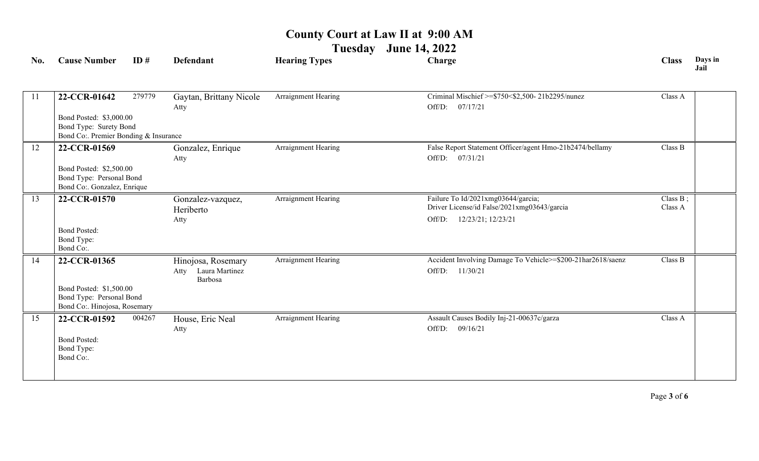# County Court at Law II at 9:00 AM

## Tuesday June 14, 2022

| No. | Cause Number | ID # | Defendant | Hearing Types | Charge | Class | Days in Jail |
|---|---|---|---|---|---|---|---|
| 11 | **22-CCR-01642**<br>Bond Posted: $3,000.00<br>Bond Type: Surety Bond<br>Bond Co:. Premier Bonding & Insurance | 279779 | Gaytan, Brittany Nicole<br>Atty | Arraignment Hearing | Criminal Mischief >=$750<$2,500- 21b2295/nunez<br>Off/D: 07/17/21 | Class A | |
| 12 | **22-CCR-01569**<br>Bond Posted: $2,500.00<br>Bond Type: Personal Bond<br>Bond Co:. Gonzalez, Enrique | | Gonzalez, Enrique<br>Atty | Arraignment Hearing | False Report Statement Officer/agent Hmo-21b2474/bellamy<br>Off/D: 07/31/21 | Class B | |
| 13 | **22-CCR-01570**<br>Bond Posted:<br>Bond Type:<br>Bond Co:. | | Gonzalez-vazquez, Heriberto<br>Atty | Arraignment Hearing | Failure To Id/2021xmg03644/garcia;<br>Driver License/id False/2021xmg03643/garcia<br>Off/D: 12/23/21; 12/23/21 | Class B ;<br>Class A | |
| 14 | **22-CCR-01365**<br>Bond Posted: $1,500.00<br>Bond Type: Personal Bond<br>Bond Co:. Hinojosa, Rosemary | | Hinojosa, Rosemary<br>Atty Laura Martinez Barbosa | Arraignment Hearing | Accident Involving Damage To Vehicle>=$200-21har2618/saenz<br>Off/D: 11/30/21 | Class B | |
| 15 | **22-CCR-01592**<br>Bond Posted:<br>Bond Type:<br>Bond Co:. | 004267 | House, Eric Neal<br>Atty | Arraignment Hearing | Assault Causes Bodily Inj-21-00637c/garza<br>Off/D: 09/16/21 | Class A | |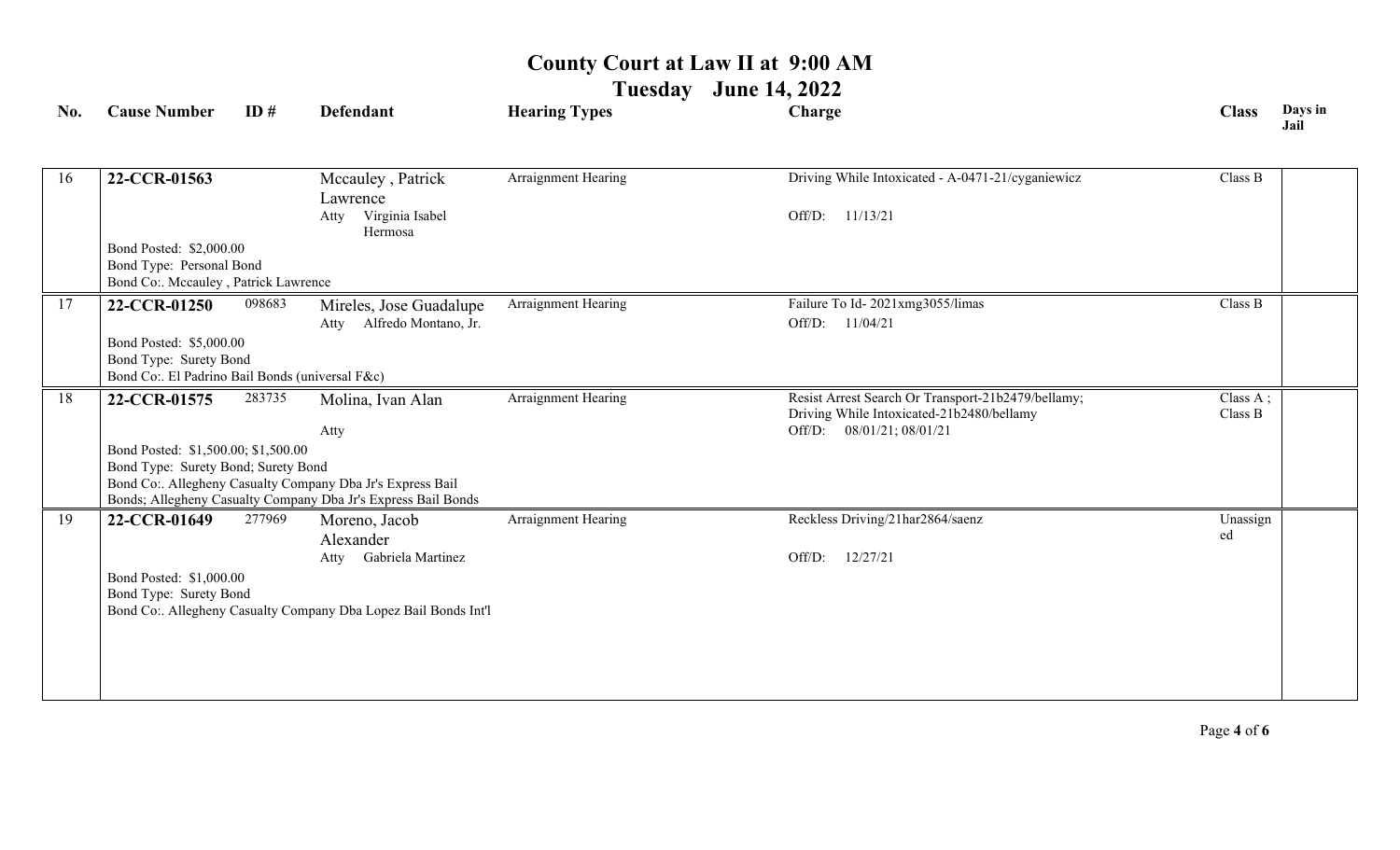# County Court at Law II at 9:00 AM

## Tuesday June 14, 2022

| No. | Cause Number | ID # | Defendant | Hearing Types | Charge | Class | Days in Jail |
|---|---|---|---|---|---|---|---|
| 16 | **22-CCR-01563**<br>Bond Posted: $2,000.00<br>Bond Type: Personal Bond<br>Bond Co:. Mccauley , Patrick Lawrence | | Mccauley , Patrick Lawrence<br>Atty Virginia Isabel Hermosa | Arraignment Hearing | Driving While Intoxicated - A-0471-21/cyganiewicz<br>Off/D: 11/13/21 | Class B | |
| 17 | **22-CCR-01250**<br>Bond Posted: $5,000.00<br>Bond Type: Surety Bond<br>Bond Co:. El Padrino Bail Bonds (universal F&c) | 098683 | Mireles, Jose Guadalupe<br>Atty Alfredo Montano, Jr. | Arraignment Hearing | Failure To Id- 2021xmg3055/limas<br>Off/D: 11/04/21 | Class B | |
| 18 | **22-CCR-01575**<br>Bond Posted: $1,500.00; $1,500.00<br>Bond Type: Surety Bond; Surety Bond<br>Bond Co:. Allegheny Casualty Company Dba Jr's Express Bail Bonds; Allegheny Casualty Company Dba Jr's Express Bail Bonds | 283735 | Molina, Ivan Alan<br>Atty | Arraignment Hearing | Resist Arrest Search Or Transport-21b2479/bellamy;<br>Driving While Intoxicated-21b2480/bellamy<br>Off/D: 08/01/21; 08/01/21 | Class A ;<br>Class B | |
| 19 | **22-CCR-01649**<br>Bond Posted: $1,000.00<br>Bond Type: Surety Bond<br>Bond Co:. Allegheny Casualty Company Dba Lopez Bail Bonds Int'l | 277969 | Moreno, Jacob Alexander<br>Atty Gabriela Martinez | Arraignment Hearing | Reckless Driving/21har2864/saenz<br>Off/D: 12/27/21 | Unassigned | |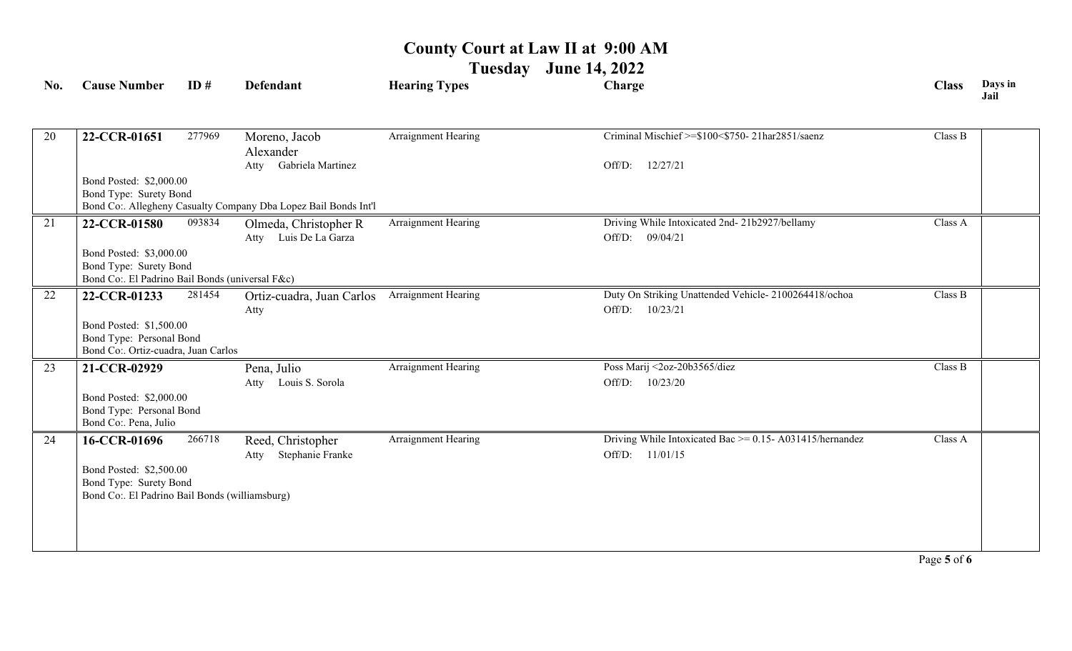# County Court at Law II at 9:00 AM

## Tuesday June 14, 2022

| No. | Cause Number | ID # | Defendant | Hearing Types | Charge | Class | Days in Jail |
|---|---|---|---|---|---|---|---|
| 20 | **22-CCR-01651** | 277969 | Moreno, Jacob Alexander<br>Atty Gabriela Martinez | Arraignment Hearing | Criminal Mischief >=$100<$750- 21har2851/saenz<br>Off/D: 12/27/21 | Class B | |
| | Bond Posted: $2,000.00<br>Bond Type: Surety Bond<br>Bond Co:. Allegheny Casualty Company Dba Lopez Bail Bonds Int'l | | | | | | |
| 21 | **22-CCR-01580** | 093834 | Olmeda, Christopher R<br>Atty Luis De La Garza | Arraignment Hearing | Driving While Intoxicated 2nd- 21b2927/bellamy<br>Off/D: 09/04/21 | Class A | |
| | Bond Posted: $3,000.00<br>Bond Type: Surety Bond<br>Bond Co:. El Padrino Bail Bonds (universal F&c) | | | | | | |
| 22 | **22-CCR-01233** | 281454 | Ortiz-cuadra, Juan Carlos<br>Atty | Arraignment Hearing | Duty On Striking Unattended Vehicle- 2100264418/ochoa<br>Off/D: 10/23/21 | Class B | |
| | Bond Posted: $1,500.00<br>Bond Type: Personal Bond<br>Bond Co:. Ortiz-cuadra, Juan Carlos | | | | | | |
| 23 | **21-CCR-02929** | | Pena, Julio<br>Atty Louis S. Sorola | Arraignment Hearing | Poss Marij <2oz-20b3565/diez<br>Off/D: 10/23/20 | Class B | |
| | Bond Posted: $2,000.00<br>Bond Type: Personal Bond<br>Bond Co:. Pena, Julio | | | | | | |
| 24 | **16-CCR-01696** | 266718 | Reed, Christopher<br>Atty Stephanie Franke | Arraignment Hearing | Driving While Intoxicated Bac >= 0.15- A031415/hernandez<br>Off/D: 11/01/15 | Class A | |
| | Bond Posted: $2,500.00<br>Bond Type: Surety Bond<br>Bond Co:. El Padrino Bail Bonds (williamsburg) | | | | | | |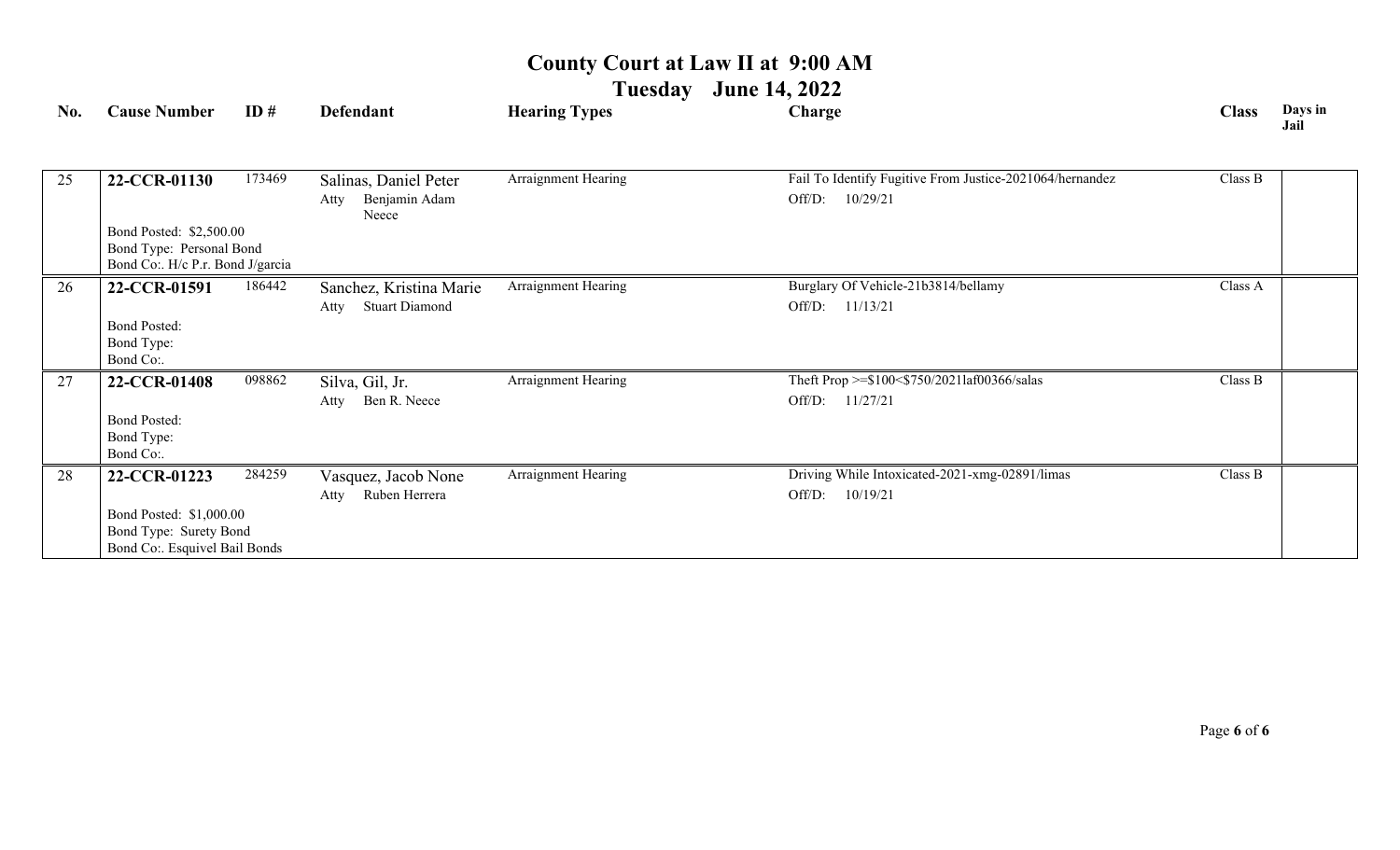# County Court at Law II at 9:00 AM

## Tuesday June 14, 2022

| No. | Cause Number | ID # | Defendant | Hearing Types | Charge | Class | Days in Jail |
|---|---|---|---|---|---|---|---|
| 25 | **22-CCR-01130**<br>Bond Posted: $2,500.00<br>Bond Type: Personal Bond<br>Bond Co:. H/c P.r. Bond J/garcia | 173469 | Salinas, Daniel Peter<br>Atty Benjamin Adam Neece | Arraignment Hearing | Fail To Identify Fugitive From Justice-2021064/hernandez<br>Off/D: 10/29/21 | Class B | |
| 26 | **22-CCR-01591**<br>Bond Posted:<br>Bond Type:<br>Bond Co:. | 186442 | Sanchez, Kristina Marie<br>Atty Stuart Diamond | Arraignment Hearing | Burglary Of Vehicle-21b3814/bellamy<br>Off/D: 11/13/21 | Class A | |
| 27 | **22-CCR-01408**<br>Bond Posted:<br>Bond Type:<br>Bond Co:. | 098862 | Silva, Gil, Jr.<br>Atty Ben R. Neece | Arraignment Hearing | Theft Prop >=$100<$750/2021laf00366/salas<br>Off/D: 11/27/21 | Class B | |
| 28 | **22-CCR-01223**<br>Bond Posted: $1,000.00<br>Bond Type: Surety Bond<br>Bond Co:. Esquivel Bail Bonds | 284259 | Vasquez, Jacob None<br>Atty Ruben Herrera | Arraignment Hearing | Driving While Intoxicated-2021-xmg-02891/limas<br>Off/D: 10/19/21 | Class B | |